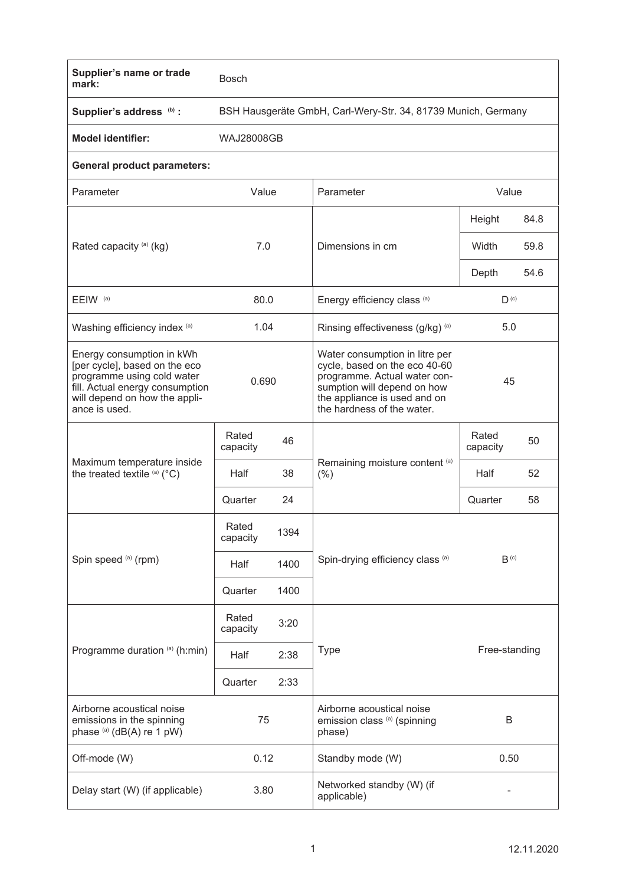| **Supplier's name or trade mark:** | Bosch | | | | |
|---|---|---|---|---|---|
| **Supplier's address** [(b)] **:** | BSH Hausgeräte GmbH, Carl-Wery-Str. 34, 81739 Munich, Germany | | | | |
| **Model identifier:** | WAJ28008GB | | | | |
| **General product parameters:** | | | | | |
| Parameter | Value | | Parameter | Value | |
| Rated capacity [(a)] (kg) | 7.0 | | Dimensions in cm | Height | 84.8 |
| | | | | Width | 59.8 |
| | | | | Depth | 54.6 |
| EEIW [(a)] | 80.0 | | Energy efficiency class [(a)] | D [(c)] | |
| Washing efficiency index [(a)] | 1.04 | | Rinsing effectiveness (g/kg) [(a)] | 5.0 | |
| Energy consumption in kWh [per cycle], based on the eco programme using cold water fill. Actual energy consumption will depend on how the appliance is used. | 0.690 | | Water consumption in litre per cycle, based on the eco 40-60 programme. Actual water consumption will depend on how the appliance is used and on the hardness of the water. | 45 | |
| Maximum temperature inside the treated textile [(a)] (°C) | Rated capacity | 46 | Remaining moisture content [(a)] (%) | Rated capacity | 50 |
| | Half | 38 | | Half | 52 |
| | Quarter | 24 | | Quarter | 58 |
| Spin speed [(a)] (rpm) | Rated capacity | 1394 | Spin-drying efficiency class [(a)] | B [(c)] | |
| | Half | 1400 | | | |
| | Quarter | 1400 | | | |
| Programme duration [(a)] (h:min) | Rated capacity | 3:20 | Type | Free-standing | |
| | Half | 2:38 | | | |
| | Quarter | 2:33 | | | |
| Airborne acoustical noise emissions in the spinning phase [(a)] (dB(A) re 1 pW) | 75 | | Airborne acoustical noise emission class [(a)] (spinning phase) | B | |
| Off-mode (W) | 0.12 | | Standby mode (W) | 0.50 | |
| Delay start (W) (if applicable) | 3.80 | | Networked standby (W) (if applicable) | - | |

12.11.2020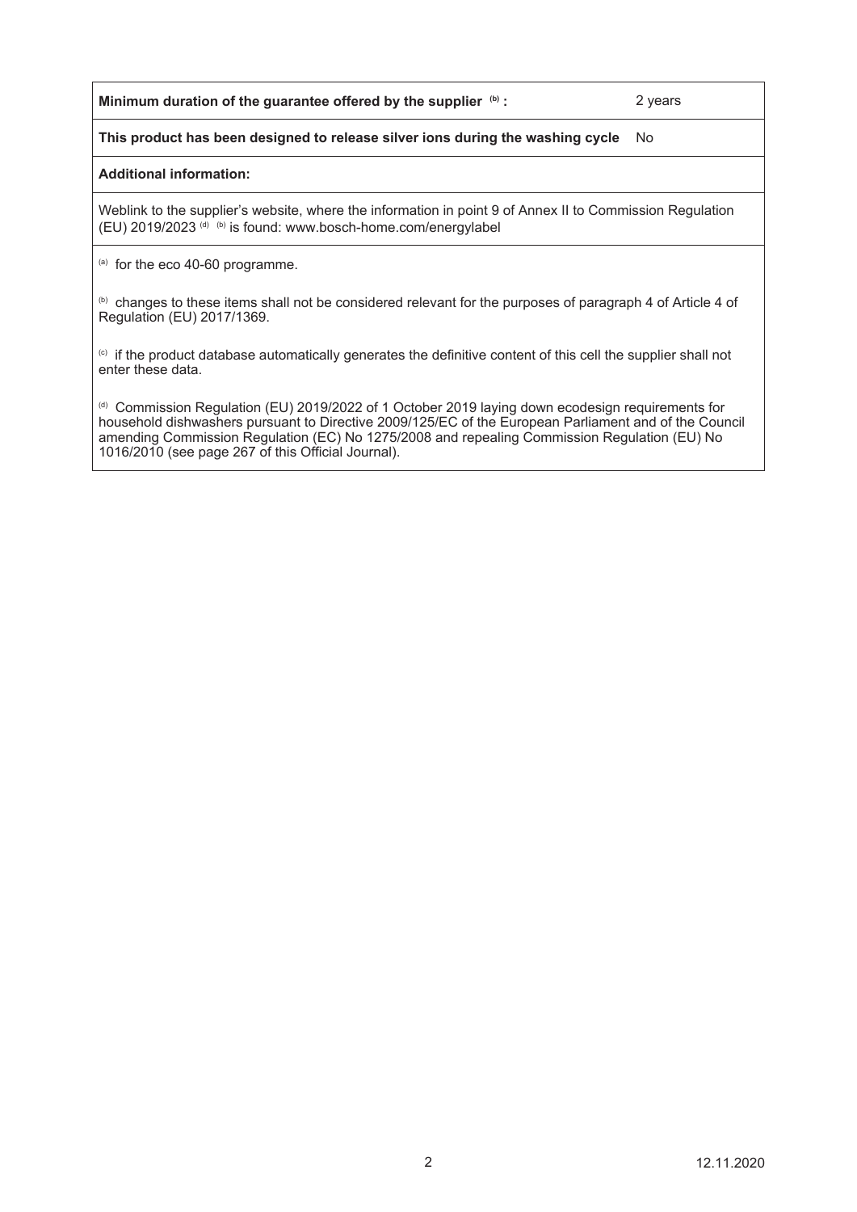| | |
|---|---|
| **Minimum duration of the guarantee offered by the supplier [(b)] :** | 2 years |
| **This product has been designed to release silver ions during the washing cycle** | No |
| **Additional information:** | |
| Weblink to the supplier's website, where the information in point 9 of Annex II to Commission Regulation (EU) 2019/2023 [(d)] [(b)] is found: www.bosch-home.com/energylabel | |

[(a)] for the eco 40-60 programme.

[(b)] changes to these items shall not be considered relevant for the purposes of paragraph 4 of Article 4 of Regulation (EU) 2017/1369.

[(c)] if the product database automatically generates the definitive content of this cell the supplier shall not enter these data.

[(d)] Commission Regulation (EU) 2019/2022 of 1 October 2019 laying down ecodesign requirements for household dishwashers pursuant to Directive 2009/125/EC of the European Parliament and of the Council amending Commission Regulation (EC) No 1275/2008 and repealing Commission Regulation (EU) No 1016/2010 (see page 267 of this Official Journal).

12.11.2020